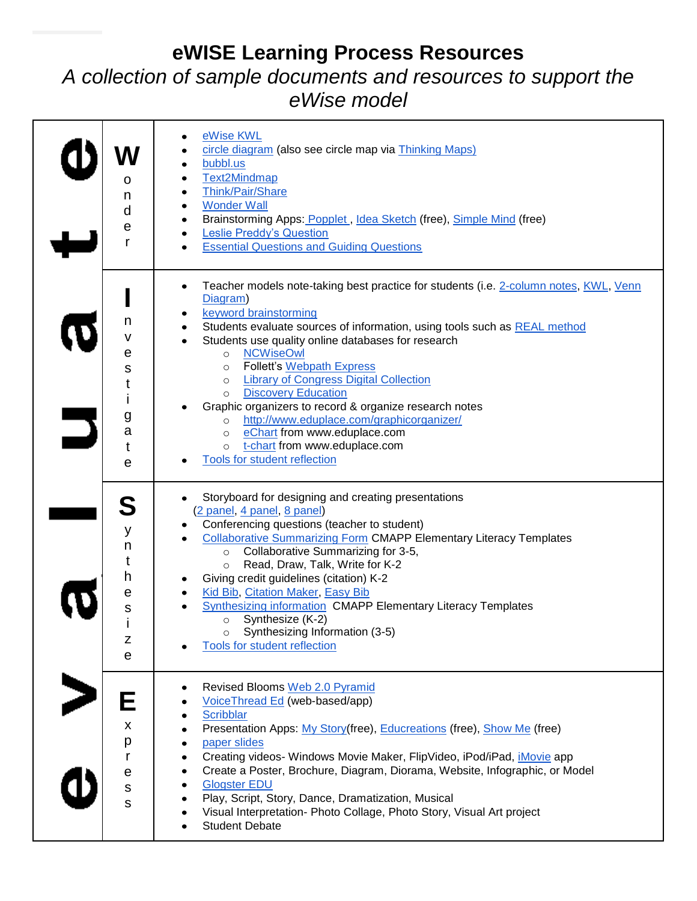# eWISE Learning Process Resources

*A collection of sample documents and resources to support the eWise model*

| evaluate | | |
|---|---|---|
| e | **W**onder | <ul><li>eWise KWL</li><li>circle diagram (also see circle map via Thinking Maps)</li><li>bubbl.us</li><li>Text2Mindmap</li><li>Think/Pair/Share</li><li>Wonder Wall</li><li>Brainstorming Apps: Popplet , Idea Sketch (free), Simple Mind (free)</li><li>Leslie Preddy's Question</li><li>Essential Questions and Guiding Questions</li></ul> |
| v | **I**nvestigate | <ul><li>Teacher models note-taking best practice for students (i.e. 2-column notes, KWL, Venn Diagram)</li><li>keyword brainstorming</li><li>Students evaluate sources of information, using tools such as REAL method</li><li>Students use quality online databases for research<ul><li>NCWiseOwl</li><li>Follett's Webpath Express</li><li>Library of Congress Digital Collection</li><li>Discovery Education</li></ul></li><li>Graphic organizers to record & organize research notes<ul><li>http://www.eduplace.com/graphicorganizer/</li><li>eChart from www.eduplace.com</li><li>t-chart from www.eduplace.com</li></ul></li><li>Tools for student reflection</li></ul> |
| a | **S**ynthesize | <ul><li>Storyboard for designing and creating presentations (2 panel, 4 panel, 8 panel)</li><li>Conferencing questions (teacher to student)</li><li>Collaborative Summarizing Form CMAPP Elementary Literacy Templates<ul><li>Collaborative Summarizing for 3-5,</li><li>Read, Draw, Talk, Write for K-2</li></ul></li><li>Giving credit guidelines (citation) K-2</li><li>Kid Bib, Citation Maker, Easy Bib</li><li>Synthesizing information CMAPP Elementary Literacy Templates<ul><li>Synthesize (K-2)</li><li>Synthesizing Information (3-5)</li></ul></li><li>Tools for student reflection</li></ul> |
| l u a t e | **E**xpress | <ul><li>Revised Blooms Web 2.0 Pyramid</li><li>VoiceThread Ed (web-based/app)</li><li>Scribblar</li><li>Presentation Apps: My Story(free), Educreations (free), Show Me (free)</li><li>paper slides</li><li>Creating videos- Windows Movie Maker, FlipVideo, iPod/iPad, iMovie app</li><li>Create a Poster, Brochure, Diagram, Diorama, Website, Infographic, or Model</li><li>Glogster EDU</li><li>Play, Script, Story, Dance, Dramatization, Musical</li><li>Visual Interpretation- Photo Collage, Photo Story, Visual Art project</li><li>Student Debate</li></ul> |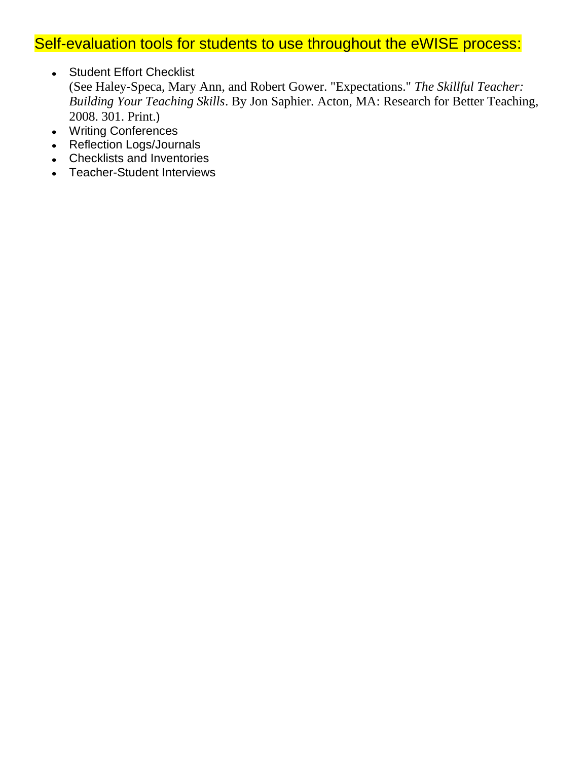## Self-evaluation tools for students to use throughout the eWISE process:

- Student Effort Checklist
  (See Haley-Speca, Mary Ann, and Robert Gower. "Expectations." *The Skillful Teacher: Building Your Teaching Skills*. By Jon Saphier. Acton, MA: Research for Better Teaching, 2008. 301. Print.)
- Writing Conferences
- Reflection Logs/Journals
- Checklists and Inventories
- Teacher-Student Interviews